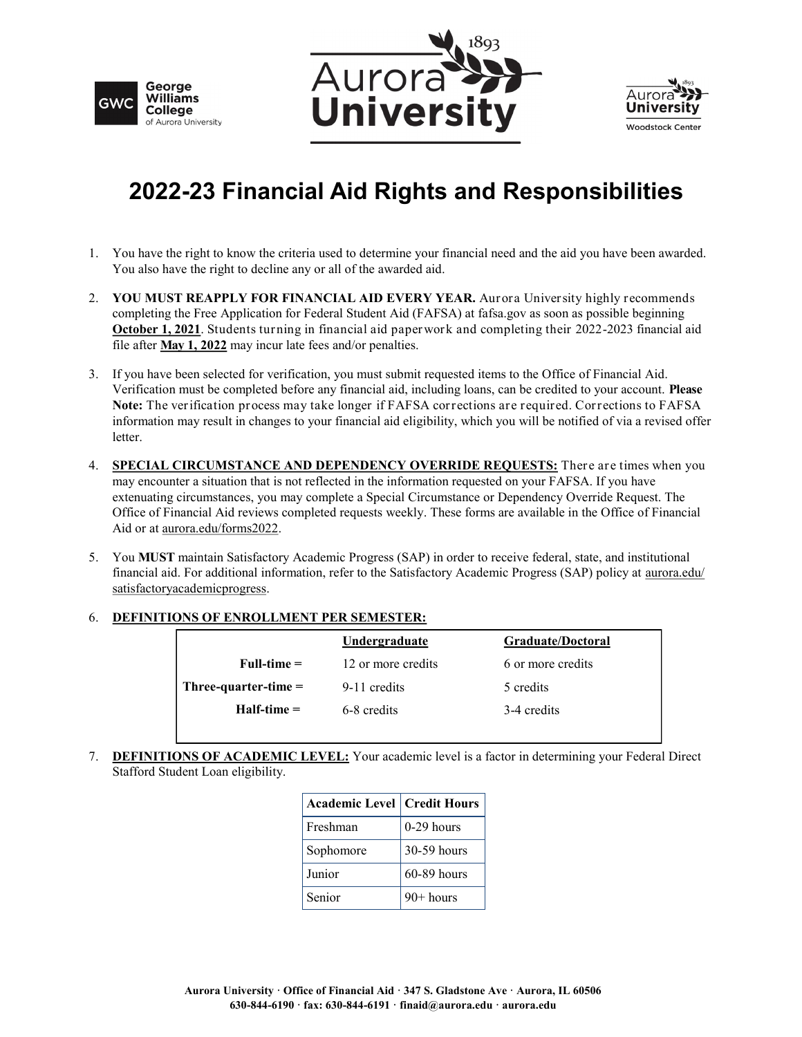# 2022-23 Financial Aid Rights and Responsibilities

1. You have the right to know the criteria used to determine your financial need and the aid you have been awarded. You also have the right to decline any or all of the awarded aid.

2. **YOU MUST REAPPLY FOR FINANCIAL AID EVERY YEAR.** Aurora University highly recommends completing the Free Application for Federal Student Aid (FAFSA) at fafsa.gov as soon as possible beginning **October 1, 2021**. Students turning in financial aid paperwork and completing their 2022-2023 financial aid file after **May 1, 2022** may incur late fees and/or penalties.

3. If you have been selected for verification, you must submit requested items to the Office of Financial Aid. Verification must be completed before any financial aid, including loans, can be credited to your account. **Please Note:** The verification process may take longer if FAFSA corrections are required. Corrections to FAFSA information may result in changes to your financial aid eligibility, which you will be notified of via a revised offer letter.

4. **SPECIAL CIRCUMSTANCE AND DEPENDENCY OVERRIDE REQUESTS:** There are times when you may encounter a situation that is not reflected in the information requested on your FAFSA. If you have extenuating circumstances, you may complete a Special Circumstance or Dependency Override Request. The Office of Financial Aid reviews completed requests weekly. These forms are available in the Office of Financial Aid or at aurora.edu/forms2022.

5. You **MUST** maintain Satisfactory Academic Progress (SAP) in order to receive federal, state, and institutional financial aid. For additional information, refer to the Satisfactory Academic Progress (SAP) policy at aurora.edu/satisfactoryacademicprogress.

6. **DEFINITIONS OF ENROLLMENT PER SEMESTER:**

| | Undergraduate | Graduate/Doctoral |
|---|---|---|
| **Full-time =** | 12 or more credits | 6 or more credits |
| **Three-quarter-time =** | 9-11 credits | 5 credits |
| **Half-time =** | 6-8 credits | 3-4 credits |

7. **DEFINITIONS OF ACADEMIC LEVEL:** Your academic level is a factor in determining your Federal Direct Stafford Student Loan eligibility.

| Academic Level | Credit Hours |
|---|---|
| Freshman | 0-29 hours |
| Sophomore | 30-59 hours |
| Junior | 60-89 hours |
| Senior | 90+ hours |

**Aurora University · Office of Financial Aid · 347 S. Gladstone Ave · Aurora, IL 60506**
**630-844-6190 · fax: 630-844-6191 · finaid@aurora.edu · aurora.edu**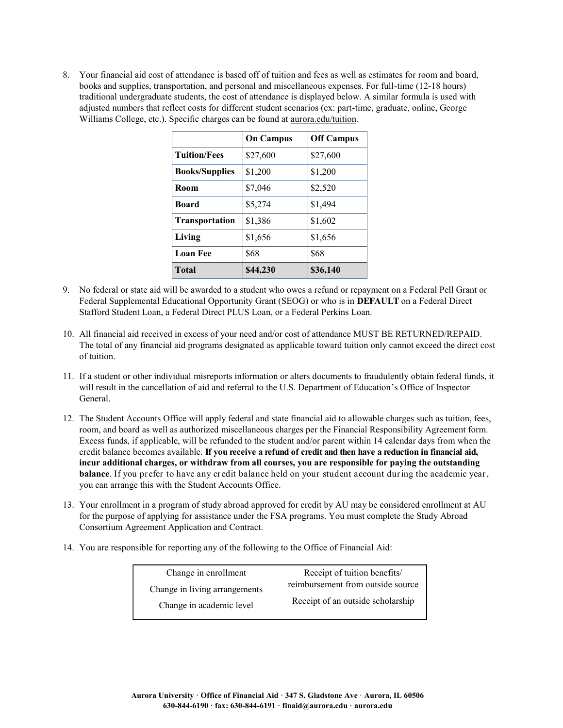8. Your financial aid cost of attendance is based off of tuition and fees as well as estimates for room and board, books and supplies, transportation, and personal and miscellaneous expenses. For full-time (12-18 hours) traditional undergraduate students, the cost of attendance is displayed below. A similar formula is used with adjusted numbers that reflect costs for different student scenarios (ex: part-time, graduate, online, George Williams College, etc.). Specific charges can be found at aurora.edu/tuition.

| | **On Campus** | **Off Campus** |
|---|---|---|
| **Tuition/Fees** | $27,600 | $27,600 |
| **Books/Supplies** | $1,200 | $1,200 |
| **Room** | $7,046 | $2,520 |
| **Board** | $5,274 | $1,494 |
| **Transportation** | $1,386 | $1,602 |
| **Living** | $1,656 | $1,656 |
| **Loan Fee** | $68 | $68 |
| **Total** | **$44,230** | **$36,140** |

9. No federal or state aid will be awarded to a student who owes a refund or repayment on a Federal Pell Grant or Federal Supplemental Educational Opportunity Grant (SEOG) or who is in **DEFAULT** on a Federal Direct Stafford Student Loan, a Federal Direct PLUS Loan, or a Federal Perkins Loan.

10. All financial aid received in excess of your need and/or cost of attendance MUST BE RETURNED/REPAID. The total of any financial aid programs designated as applicable toward tuition only cannot exceed the direct cost of tuition.

11. If a student or other individual misreports information or alters documents to fraudulently obtain federal funds, it will result in the cancellation of aid and referral to the U.S. Department of Education's Office of Inspector General.

12. The Student Accounts Office will apply federal and state financial aid to allowable charges such as tuition, fees, room, and board as well as authorized miscellaneous charges per the Financial Responsibility Agreement form. Excess funds, if applicable, will be refunded to the student and/or parent within 14 calendar days from when the credit balance becomes available. **If you receive a refund of credit and then have a reduction in financial aid, incur additional charges, or withdraw from all courses, you are responsible for paying the outstanding balance**. If you prefer to have any credit balance held on your student account during the academic year, you can arrange this with the Student Accounts Office.

13. Your enrollment in a program of study abroad approved for credit by AU may be considered enrollment at AU for the purpose of applying for assistance under the FSA programs. You must complete the Study Abroad Consortium Agreement Application and Contract.

14. You are responsible for reporting any of the following to the Office of Financial Aid:

| | |
|---|---|
| Change in enrollment | Receipt of tuition benefits/ reimbursement from outside source |
| Change in living arrangements | Receipt of an outside scholarship |
| Change in academic level | |

**Aurora University · Office of Financial Aid · 347 S. Gladstone Ave · Aurora, IL 60506**
**630-844-6190 · fax: 630-844-6191 · finaid@aurora.edu · aurora.edu**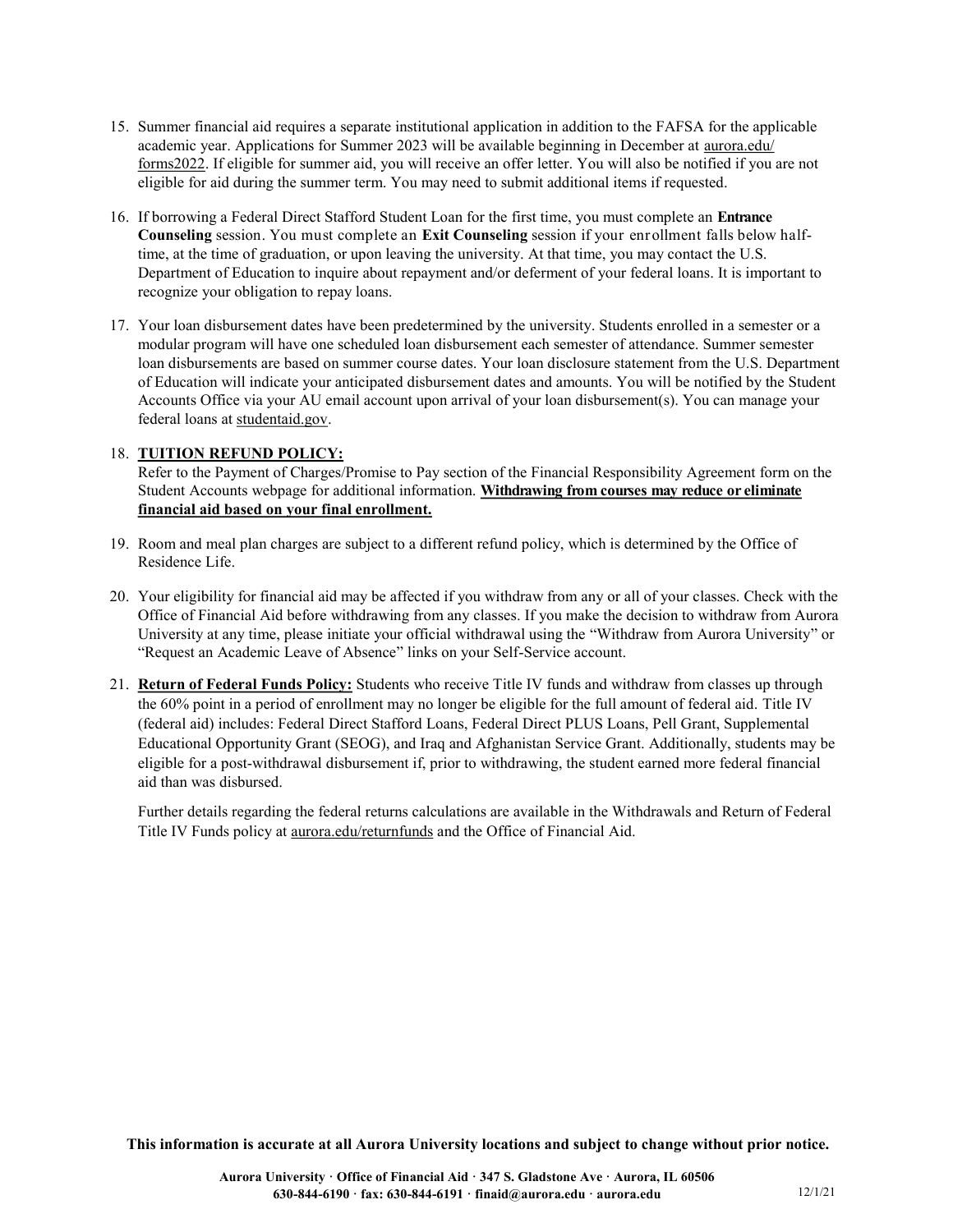15. Summer financial aid requires a separate institutional application in addition to the FAFSA for the applicable academic year. Applications for Summer 2023 will be available beginning in December at aurora.edu/forms2022. If eligible for summer aid, you will receive an offer letter. You will also be notified if you are not eligible for aid during the summer term. You may need to submit additional items if requested.

16. If borrowing a Federal Direct Stafford Student Loan for the first time, you must complete an **Entrance Counseling** session. You must complete an **Exit Counseling** session if your enrollment falls below half-time, at the time of graduation, or upon leaving the university. At that time, you may contact the U.S. Department of Education to inquire about repayment and/or deferment of your federal loans. It is important to recognize your obligation to repay loans.

17. Your loan disbursement dates have been predetermined by the university. Students enrolled in a semester or a modular program will have one scheduled loan disbursement each semester of attendance. Summer semester loan disbursements are based on summer course dates. Your loan disclosure statement from the U.S. Department of Education will indicate your anticipated disbursement dates and amounts. You will be notified by the Student Accounts Office via your AU email account upon arrival of your loan disbursement(s). You can manage your federal loans at studentaid.gov.

18. **TUITION REFUND POLICY:**
    Refer to the Payment of Charges/Promise to Pay section of the Financial Responsibility Agreement form on the Student Accounts webpage for additional information. **Withdrawing from courses may reduce or eliminate financial aid based on your final enrollment.**

19. Room and meal plan charges are subject to a different refund policy, which is determined by the Office of Residence Life.

20. Your eligibility for financial aid may be affected if you withdraw from any or all of your classes. Check with the Office of Financial Aid before withdrawing from any classes. If you make the decision to withdraw from Aurora University at any time, please initiate your official withdrawal using the "Withdraw from Aurora University" or "Request an Academic Leave of Absence" links on your Self-Service account.

21. **Return of Federal Funds Policy:** Students who receive Title IV funds and withdraw from classes up through the 60% point in a period of enrollment may no longer be eligible for the full amount of federal aid. Title IV (federal aid) includes: Federal Direct Stafford Loans, Federal Direct PLUS Loans, Pell Grant, Supplemental Educational Opportunity Grant (SEOG), and Iraq and Afghanistan Service Grant. Additionally, students may be eligible for a post-withdrawal disbursement if, prior to withdrawing, the student earned more federal financial aid than was disbursed.

    Further details regarding the federal returns calculations are available in the Withdrawals and Return of Federal Title IV Funds policy at aurora.edu/returnfunds and the Office of Financial Aid.

**This information is accurate at all Aurora University locations and subject to change without prior notice.**

**Aurora University · Office of Financial Aid · 347 S. Gladstone Ave · Aurora, IL 60506**
**630-844-6190 · fax: 630-844-6191 · finaid@aurora.edu · aurora.edu**

12/1/21